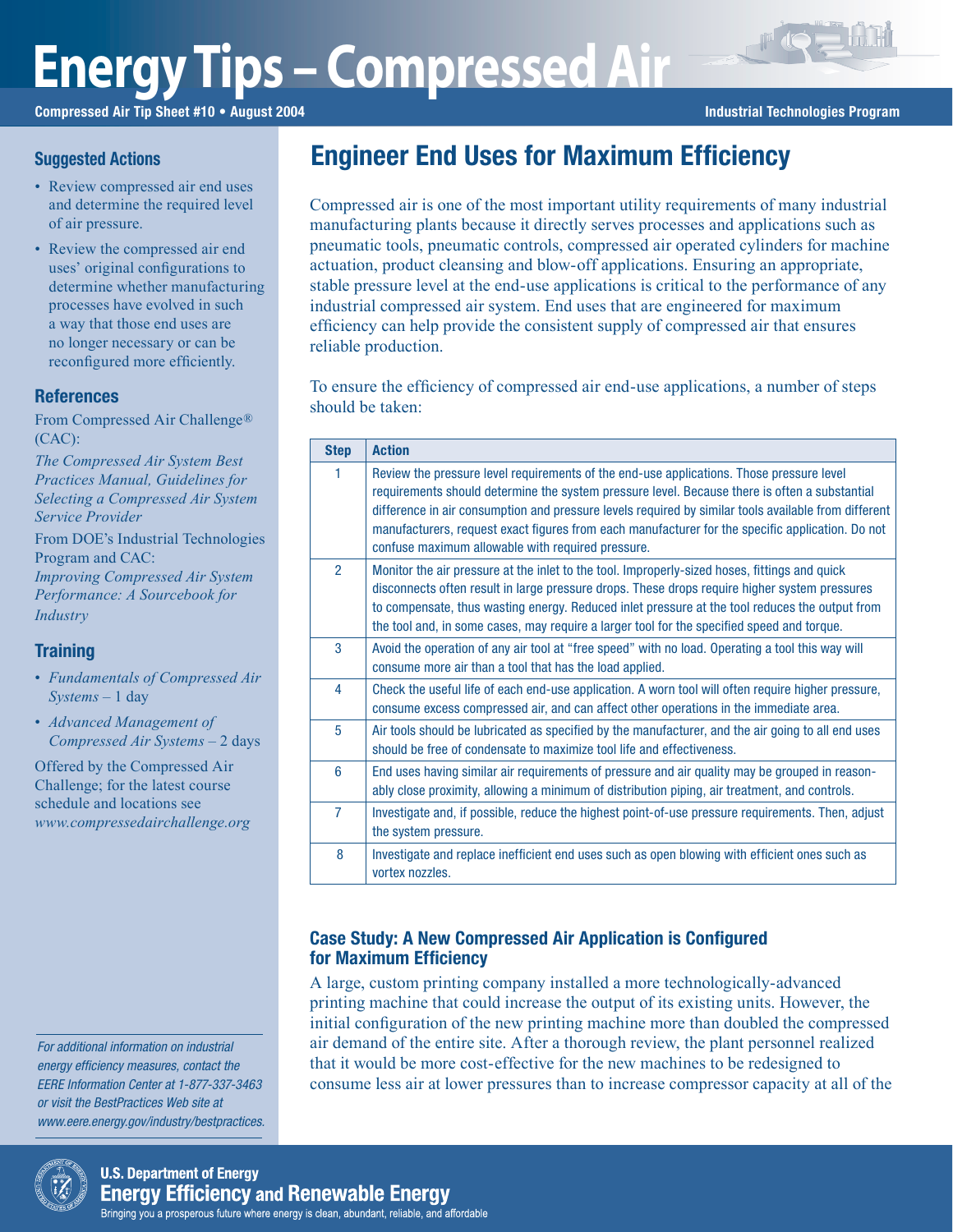# Energy Tips – Compressed Air

**Compressed Air Tip Sheet #10 • August 2004**

**Industrial Technologies Program**

## Engineer End Uses for Maximum Efficiency

Compressed air is one of the most important utility requirements of many industrial manufacturing plants because it directly serves processes and applications such as pneumatic tools, pneumatic controls, compressed air operated cylinders for machine actuation, product cleansing and blow-off applications. Ensuring an appropriate, stable pressure level at the end-use applications is critical to the performance of any industrial compressed air system. End uses that are engineered for maximum efficiency can help provide the consistent supply of compressed air that ensures reliable production.

To ensure the efficiency of compressed air end-use applications, a number of steps should be taken:

| Step | Action |
|---|---|
| 1 | Review the pressure level requirements of the end-use applications. Those pressure level requirements should determine the system pressure level. Because there is often a substantial difference in air consumption and pressure levels required by similar tools available from different manufacturers, request exact figures from each manufacturer for the specific application. Do not confuse maximum allowable with required pressure. |
| 2 | Monitor the air pressure at the inlet to the tool. Improperly-sized hoses, fittings and quick disconnects often result in large pressure drops. These drops require higher system pressures to compensate, thus wasting energy. Reduced inlet pressure at the tool reduces the output from the tool and, in some cases, may require a larger tool for the specified speed and torque. |
| 3 | Avoid the operation of any air tool at "free speed" with no load. Operating a tool this way will consume more air than a tool that has the load applied. |
| 4 | Check the useful life of each end-use application. A worn tool will often require higher pressure, consume excess compressed air, and can affect other operations in the immediate area. |
| 5 | Air tools should be lubricated as specified by the manufacturer, and the air going to all end uses should be free of condensate to maximize tool life and effectiveness. |
| 6 | End uses having similar air requirements of pressure and air quality may be grouped in reasonably close proximity, allowing a minimum of distribution piping, air treatment, and controls. |
| 7 | Investigate and, if possible, reduce the highest point-of-use pressure requirements. Then, adjust the system pressure. |
| 8 | Investigate and replace inefficient end uses such as open blowing with efficient ones such as vortex nozzles. |

### Case Study: A New Compressed Air Application is Configured for Maximum Efficiency

A large, custom printing company installed a more technologically-advanced printing machine that could increase the output of its existing units. However, the initial configuration of the new printing machine more than doubled the compressed air demand of the entire site. After a thorough review, the plant personnel realized that it would be more cost-effective for the new machines to be redesigned to consume less air at lower pressures than to increase compressor capacity at all of the

### Suggested Actions

- Review compressed air end uses and determine the required level of air pressure.
- Review the compressed air end uses' original configurations to determine whether manufacturing processes have evolved in such a way that those end uses are no longer necessary or can be reconfigured more efficiently.

### References

From Compressed Air Challenge® (CAC):

*The Compressed Air System Best Practices Manual, Guidelines for Selecting a Compressed Air System Service Provider*

From DOE's Industrial Technologies Program and CAC:

*Improving Compressed Air System Performance: A Sourcebook for Industry*

### Training

- *Fundamentals of Compressed Air Systems* – 1 day
- *Advanced Management of Compressed Air Systems* – 2 days

Offered by the Compressed Air Challenge; for the latest course schedule and locations see *www.compressedairchallenge.org*

*For additional information on industrial energy efficiency measures, contact the EERE Information Center at 1-877-337-3463 or visit the BestPractices Web site at www.eere.energy.gov/industry/bestpractices.*

**U.S. Department of Energy**
**Energy Efficiency and Renewable Energy**
Bringing you a prosperous future where energy is clean, abundant, reliable, and affordable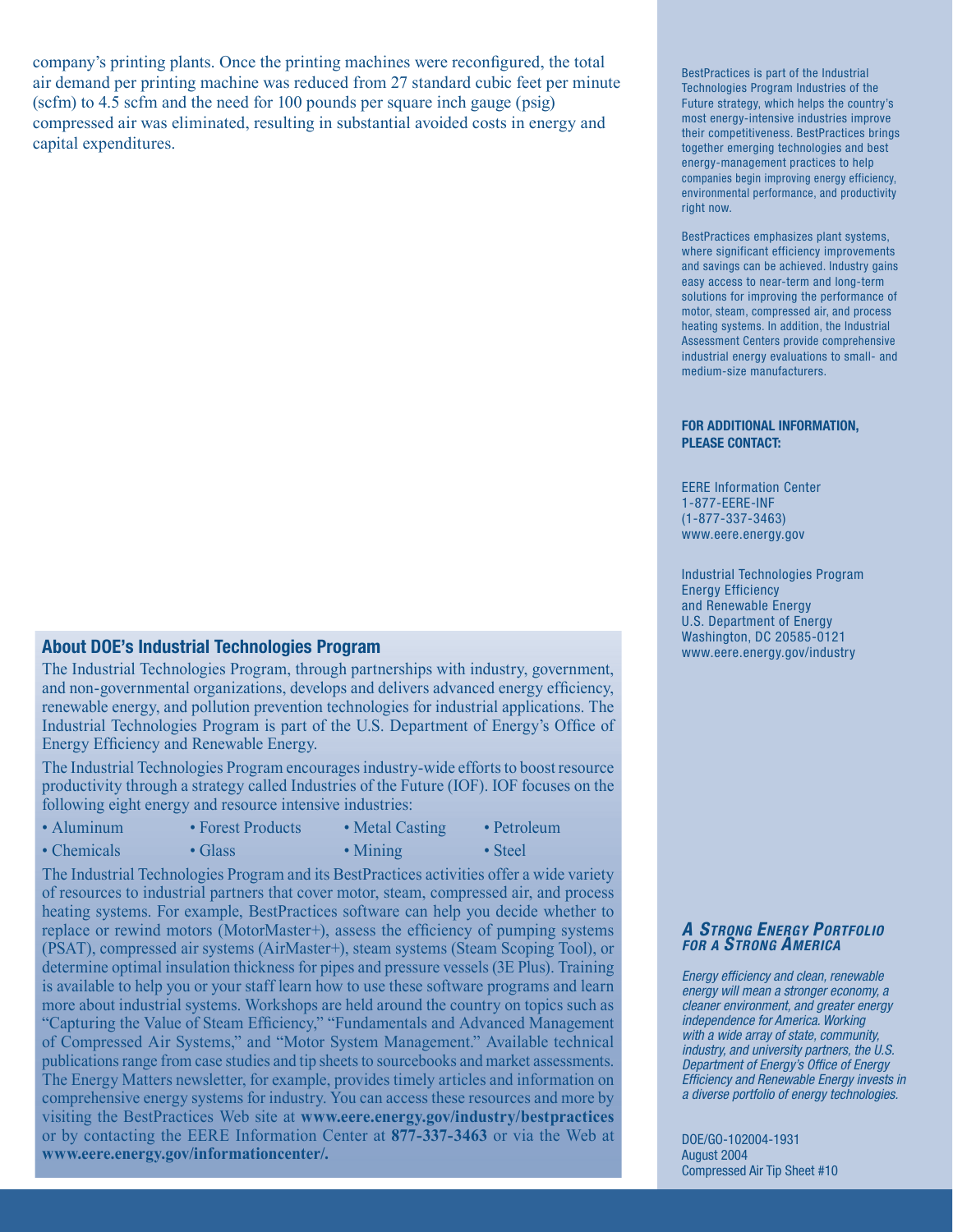company's printing plants. Once the printing machines were reconfigured, the total air demand per printing machine was reduced from 27 standard cubic feet per minute (scfm) to 4.5 scfm and the need for 100 pounds per square inch gauge (psig) compressed air was eliminated, resulting in substantial avoided costs in energy and capital expenditures.

## About DOE's Industrial Technologies Program

The Industrial Technologies Program, through partnerships with industry, government, and non-governmental organizations, develops and delivers advanced energy efficiency, renewable energy, and pollution prevention technologies for industrial applications. The Industrial Technologies Program is part of the U.S. Department of Energy's Office of Energy Efficiency and Renewable Energy.

The Industrial Technologies Program encourages industry-wide efforts to boost resource productivity through a strategy called Industries of the Future (IOF). IOF focuses on the following eight energy and resource intensive industries:

- Aluminum
- Forest Products
- Metal Casting
- Petroleum
- Chemicals
- Glass
- Mining
- Steel

The Industrial Technologies Program and its BestPractices activities offer a wide variety of resources to industrial partners that cover motor, steam, compressed air, and process heating systems. For example, BestPractices software can help you decide whether to replace or rewind motors (MotorMaster+), assess the efficiency of pumping systems (PSAT), compressed air systems (AirMaster+), steam systems (Steam Scoping Tool), or determine optimal insulation thickness for pipes and pressure vessels (3E Plus). Training is available to help you or your staff learn how to use these software programs and learn more about industrial systems. Workshops are held around the country on topics such as "Capturing the Value of Steam Efficiency," "Fundamentals and Advanced Management of Compressed Air Systems," and "Motor System Management." Available technical publications range from case studies and tip sheets to sourcebooks and market assessments. The Energy Matters newsletter, for example, provides timely articles and information on comprehensive energy systems for industry. You can access these resources and more by visiting the BestPractices Web site at **www.eere.energy.gov/industry/bestpractices** or by contacting the EERE Information Center at **877-337-3463** or via the Web at **www.eere.energy.gov/informationcenter/.**

BestPractices is part of the Industrial Technologies Program Industries of the Future strategy, which helps the country's most energy-intensive industries improve their competitiveness. BestPractices brings together emerging technologies and best energy-management practices to help companies begin improving energy efficiency, environmental performance, and productivity right now.

BestPractices emphasizes plant systems, where significant efficiency improvements and savings can be achieved. Industry gains easy access to near-term and long-term solutions for improving the performance of motor, steam, compressed air, and process heating systems. In addition, the Industrial Assessment Centers provide comprehensive industrial energy evaluations to small- and medium-size manufacturers.

**FOR ADDITIONAL INFORMATION, PLEASE CONTACT:**

EERE Information Center
1-877-EERE-INF
(1-877-337-3463)
www.eere.energy.gov

Industrial Technologies Program
Energy Efficiency
and Renewable Energy
U.S. Department of Energy
Washington, DC 20585-0121
www.eere.energy.gov/industry

### *A Strong Energy Portfolio for a Strong America*

*Energy efficiency and clean, renewable energy will mean a stronger economy, a cleaner environment, and greater energy independence for America. Working with a wide array of state, community, industry, and university partners, the U.S. Department of Energy's Office of Energy Efficiency and Renewable Energy invests in a diverse portfolio of energy technologies.*

DOE/GO-102004-1931
August 2004
Compressed Air Tip Sheet #10